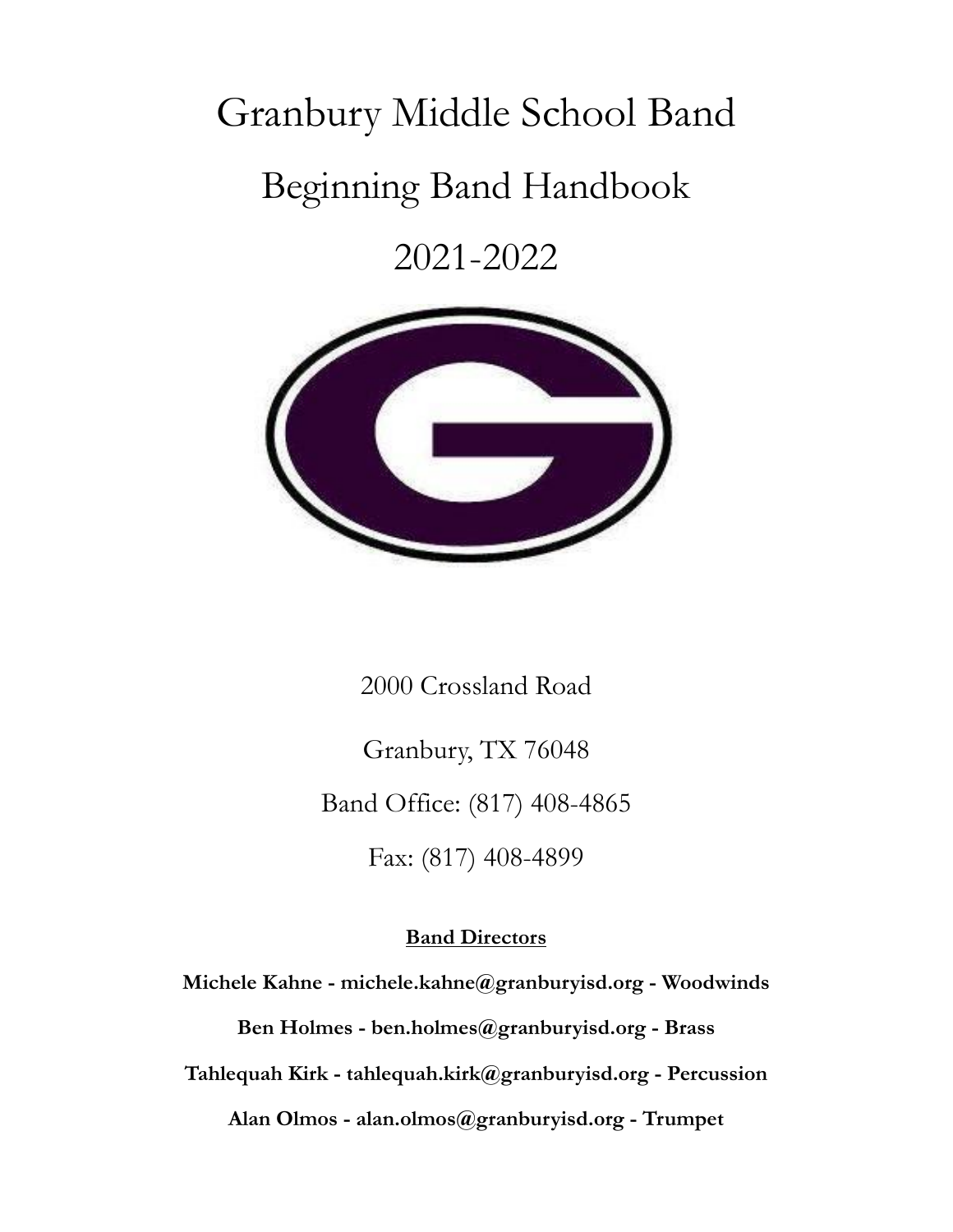# Granbury Middle School Band

# Beginning Band Handbook

# 2021-2022

2000 Crossland Road

Granbury, TX 76048

Band Office: (817) 408-4865

Fax: (817) 408-4899

**<u>Band Directors</u>**

**Michele Kahne - michele.kahne@granburyisd.org - Woodwinds**

**Ben Holmes - ben.holmes@granburyisd.org - Brass**

**Tahlequah Kirk - tahlequah.kirk@granburyisd.org - Percussion**

**Alan Olmos - alan.olmos@granburyisd.org - Trumpet**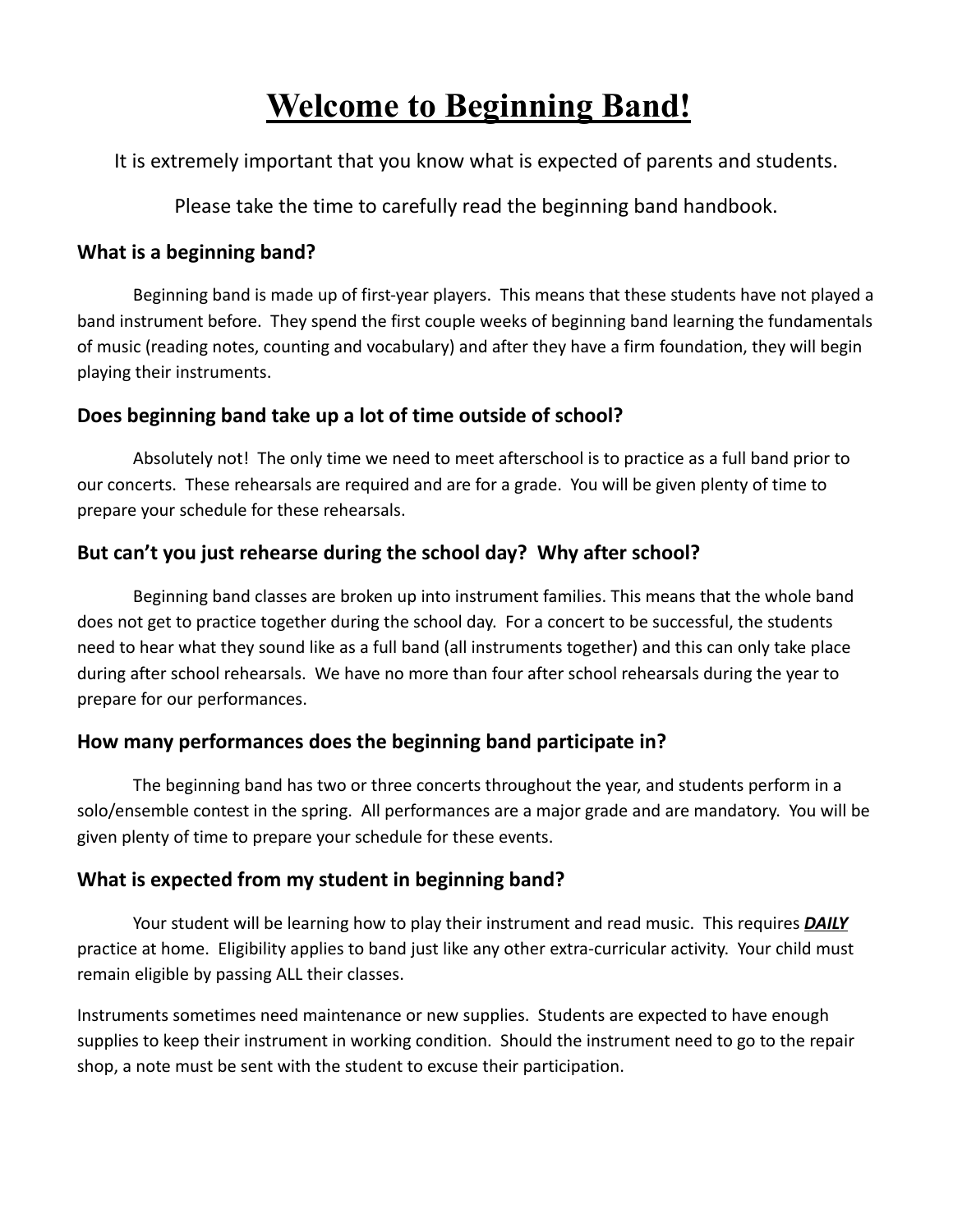# Welcome to Beginning Band!

It is extremely important that you know what is expected of parents and students.

Please take the time to carefully read the beginning band handbook.

### What is a beginning band?

Beginning band is made up of first-year players. This means that these students have not played a band instrument before. They spend the first couple weeks of beginning band learning the fundamentals of music (reading notes, counting and vocabulary) and after they have a firm foundation, they will begin playing their instruments.

### Does beginning band take up a lot of time outside of school?

Absolutely not! The only time we need to meet afterschool is to practice as a full band prior to our concerts. These rehearsals are required and are for a grade. You will be given plenty of time to prepare your schedule for these rehearsals.

### But can't you just rehearse during the school day? Why after school?

Beginning band classes are broken up into instrument families. This means that the whole band does not get to practice together during the school day. For a concert to be successful, the students need to hear what they sound like as a full band (all instruments together) and this can only take place during after school rehearsals. We have no more than four after school rehearsals during the year to prepare for our performances.

### How many performances does the beginning band participate in?

The beginning band has two or three concerts throughout the year, and students perform in a solo/ensemble contest in the spring. All performances are a major grade and are mandatory. You will be given plenty of time to prepare your schedule for these events.

### What is expected from my student in beginning band?

Your student will be learning how to play their instrument and read music. This requires ***DAILY*** practice at home. Eligibility applies to band just like any other extra-curricular activity. Your child must remain eligible by passing ALL their classes.

Instruments sometimes need maintenance or new supplies. Students are expected to have enough supplies to keep their instrument in working condition. Should the instrument need to go to the repair shop, a note must be sent with the student to excuse their participation.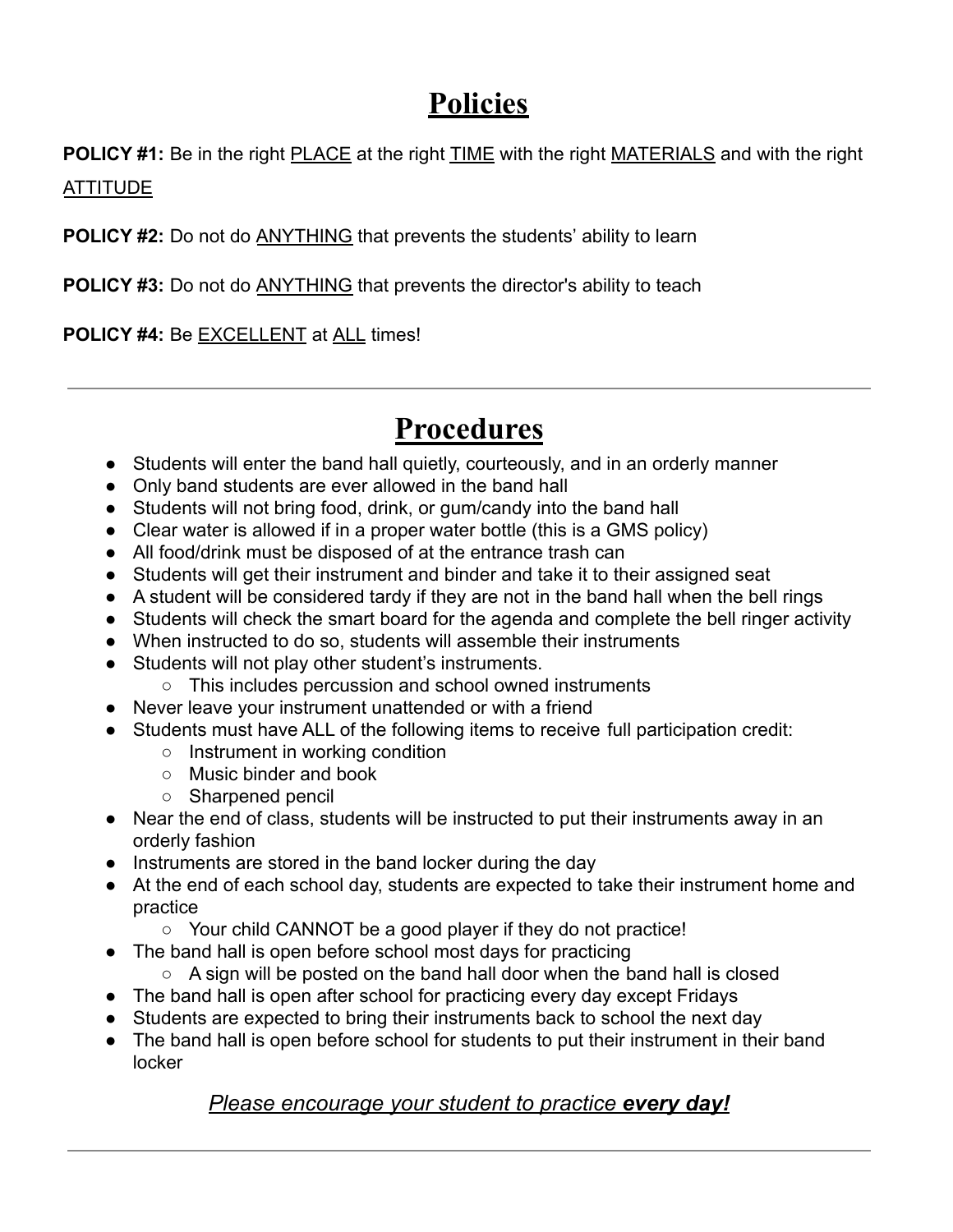# Policies

**POLICY #1:** Be in the right <u>PLACE</u> at the right <u>TIME</u> with the right <u>MATERIALS</u> and with the right <u>ATTITUDE</u>

**POLICY #2:** Do not do <u>ANYTHING</u> that prevents the students' ability to learn

**POLICY #3:** Do not do <u>ANYTHING</u> that prevents the director's ability to teach

**POLICY #4:** Be <u>EXCELLENT</u> at <u>ALL</u> times!

---

# Procedures

- Students will enter the band hall quietly, courteously, and in an orderly manner
- Only band students are ever allowed in the band hall
- Students will not bring food, drink, or gum/candy into the band hall
- Clear water is allowed if in a proper water bottle (this is a GMS policy)
- All food/drink must be disposed of at the entrance trash can
- Students will get their instrument and binder and take it to their assigned seat
- A student will be considered tardy if they are not in the band hall when the bell rings
- Students will check the smart board for the agenda and complete the bell ringer activity
- When instructed to do so, students will assemble their instruments
- Students will not play other student's instruments.
    - This includes percussion and school owned instruments
- Never leave your instrument unattended or with a friend
- Students must have ALL of the following items to receive full participation credit:
    - Instrument in working condition
    - Music binder and book
    - Sharpened pencil
- Near the end of class, students will be instructed to put their instruments away in an orderly fashion
- Instruments are stored in the band locker during the day
- At the end of each school day, students are expected to take their instrument home and practice
    - Your child CANNOT be a good player if they do not practice!
- The band hall is open before school most days for practicing
    - A sign will be posted on the band hall door when the band hall is closed
- The band hall is open after school for practicing every day except Fridays
- Students are expected to bring their instruments back to school the next day
- The band hall is open before school for students to put their instrument in their band locker

*<u>Please encourage your student to practice **every day!**</u>*

---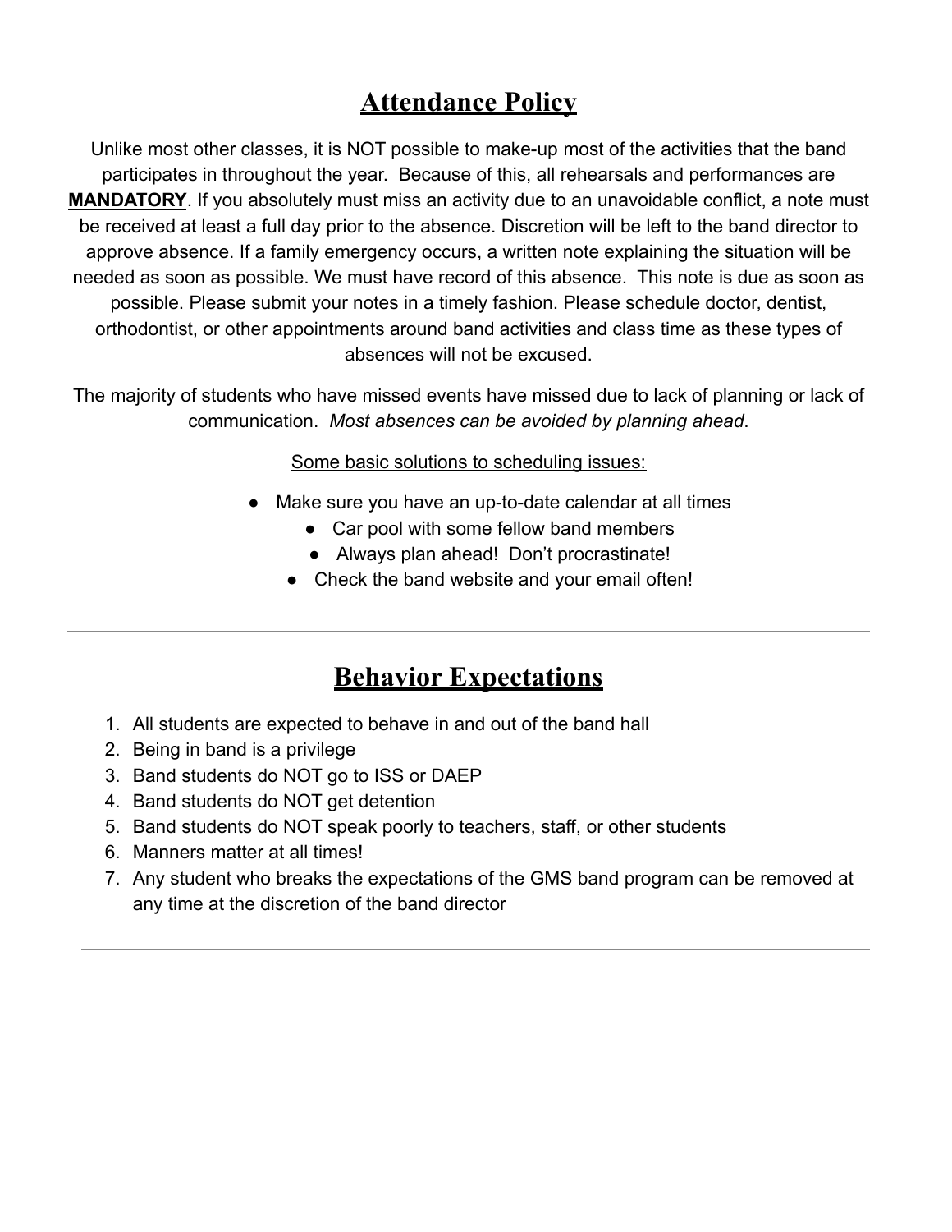## Attendance Policy

Unlike most other classes, it is NOT possible to make-up most of the activities that the band participates in throughout the year. Because of this, all rehearsals and performances are **MANDATORY**. If you absolutely must miss an activity due to an unavoidable conflict, a note must be received at least a full day prior to the absence. Discretion will be left to the band director to approve absence. If a family emergency occurs, a written note explaining the situation will be needed as soon as possible. We must have record of this absence. This note is due as soon as possible. Please submit your notes in a timely fashion. Please schedule doctor, dentist, orthodontist, or other appointments around band activities and class time as these types of absences will not be excused.

The majority of students who have missed events have missed due to lack of planning or lack of communication. *Most absences can be avoided by planning ahead*.

Some basic solutions to scheduling issues:

- Make sure you have an up-to-date calendar at all times
- Car pool with some fellow band members
- Always plan ahead! Don't procrastinate!
- Check the band website and your email often!

---

## Behavior Expectations

1. All students are expected to behave in and out of the band hall
2. Being in band is a privilege
3. Band students do NOT go to ISS or DAEP
4. Band students do NOT get detention
5. Band students do NOT speak poorly to teachers, staff, or other students
6. Manners matter at all times!
7. Any student who breaks the expectations of the GMS band program can be removed at any time at the discretion of the band director

---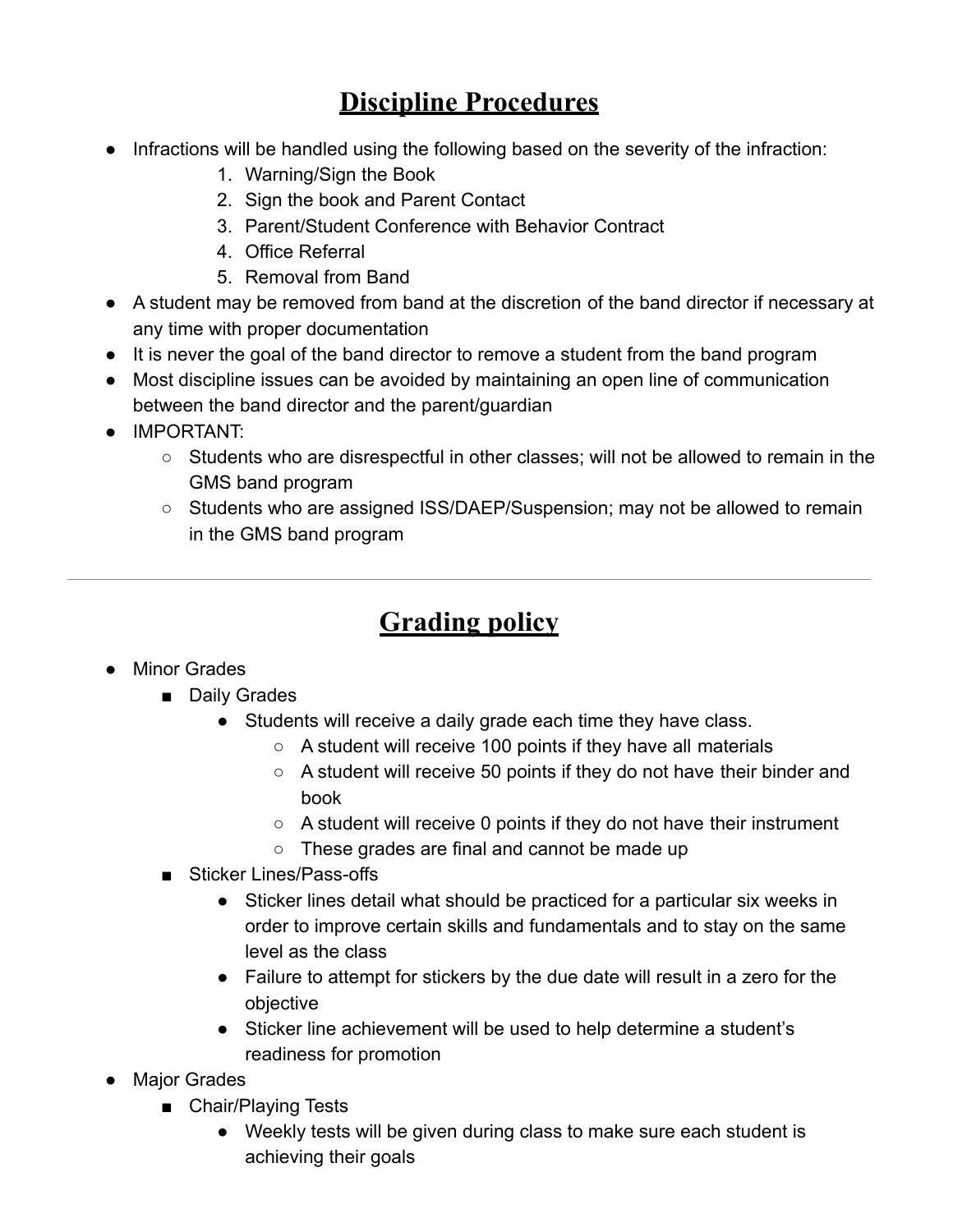# Discipline Procedures

- Infractions will be handled using the following based on the severity of the infraction:
    1. Warning/Sign the Book
    2. Sign the book and Parent Contact
    3. Parent/Student Conference with Behavior Contract
    4. Office Referral
    5. Removal from Band
- A student may be removed from band at the discretion of the band director if necessary at any time with proper documentation
- It is never the goal of the band director to remove a student from the band program
- Most discipline issues can be avoided by maintaining an open line of communication between the band director and the parent/guardian
- IMPORTANT:
    - Students who are disrespectful in other classes; will not be allowed to remain in the GMS band program
    - Students who are assigned ISS/DAEP/Suspension; may not be allowed to remain in the GMS band program

---

# Grading policy

- Minor Grades
    - Daily Grades
        - Students will receive a daily grade each time they have class.
            - A student will receive 100 points if they have all materials
            - A student will receive 50 points if they do not have their binder and book
            - A student will receive 0 points if they do not have their instrument
            - These grades are final and cannot be made up
    - Sticker Lines/Pass-offs
        - Sticker lines detail what should be practiced for a particular six weeks in order to improve certain skills and fundamentals and to stay on the same level as the class
        - Failure to attempt for stickers by the due date will result in a zero for the objective
        - Sticker line achievement will be used to help determine a student's readiness for promotion
- Major Grades
    - Chair/Playing Tests
        - Weekly tests will be given during class to make sure each student is achieving their goals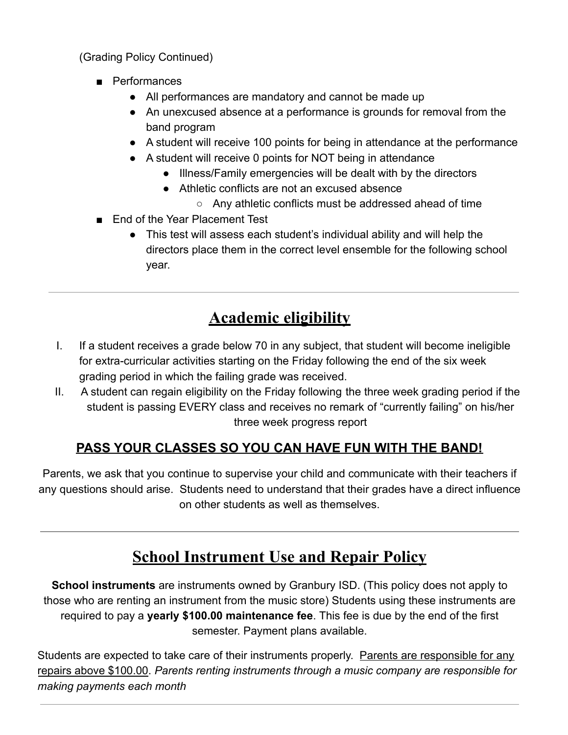(Grading Policy Continued)

- Performances
  - All performances are mandatory and cannot be made up
  - An unexcused absence at a performance is grounds for removal from the band program
  - A student will receive 100 points for being in attendance at the performance
  - A student will receive 0 points for NOT being in attendance
    - Illness/Family emergencies will be dealt with by the directors
    - Athletic conflicts are not an excused absence
      - Any athletic conflicts must be addressed ahead of time
- End of the Year Placement Test
  - This test will assess each student's individual ability and will help the directors place them in the correct level ensemble for the following school year.

---

## <u>Academic eligibility</u>

I. If a student receives a grade below 70 in any subject, that student will become ineligible for extra-curricular activities starting on the Friday following the end of the six week grading period in which the failing grade was received.

II. A student can regain eligibility on the Friday following the three week grading period if the student is passing EVERY class and receives no remark of "currently failing" on his/her three week progress report

**<u>PASS YOUR CLASSES SO YOU CAN HAVE FUN WITH THE BAND!</u>**

Parents, we ask that you continue to supervise your child and communicate with their teachers if any questions should arise. Students need to understand that their grades have a direct influence on other students as well as themselves.

---

## <u>School Instrument Use and Repair Policy</u>

**School instruments** are instruments owned by Granbury ISD. (This policy does not apply to those who are renting an instrument from the music store) Students using these instruments are required to pay a **yearly $100.00 maintenance fee**. This fee is due by the end of the first semester. Payment plans available.

Students are expected to take care of their instruments properly. <u>Parents are responsible for any repairs above $100.00</u>. *Parents renting instruments through a music company are responsible for making payments each month*

---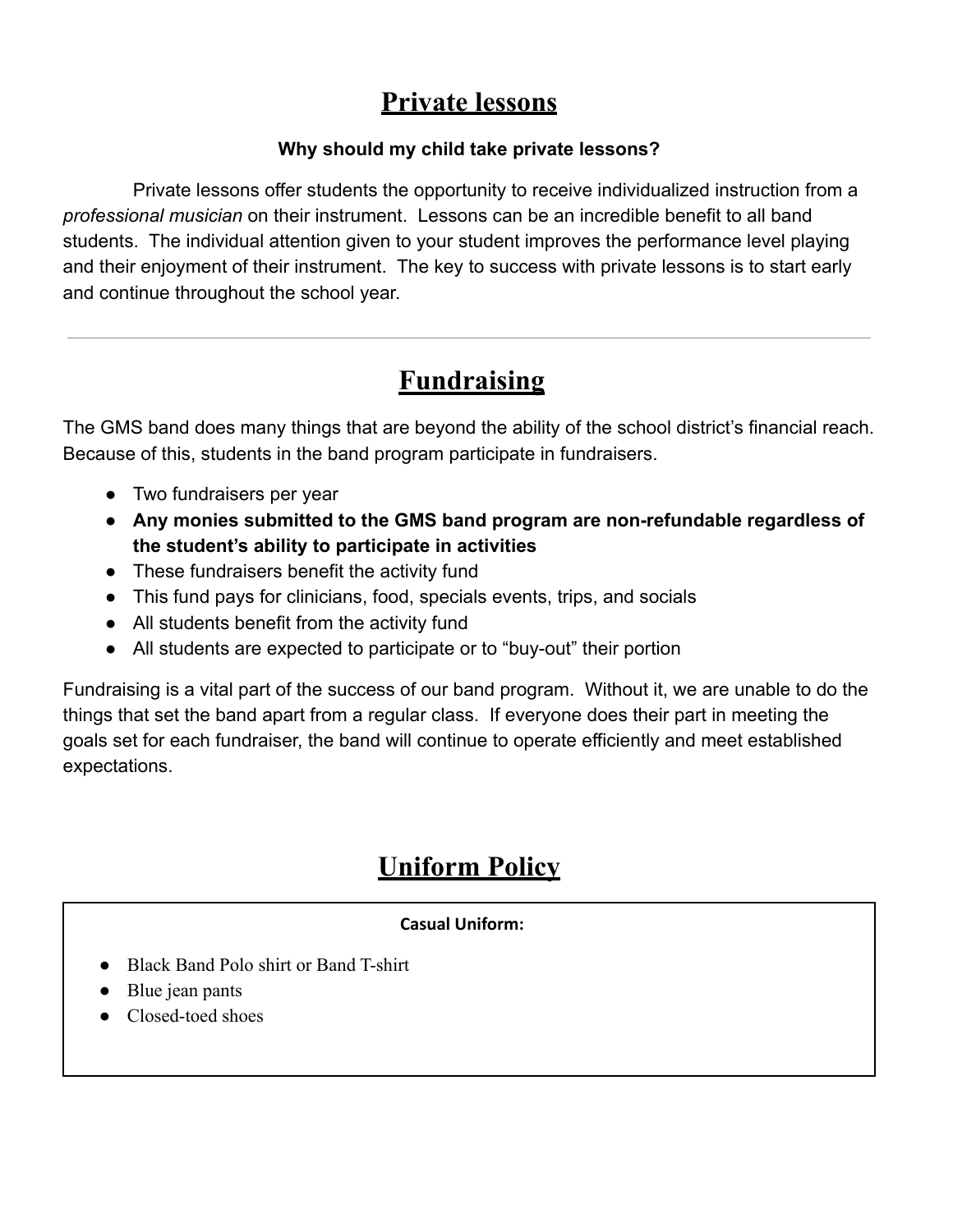# Private lessons

**Why should my child take private lessons?**

Private lessons offer students the opportunity to receive individualized instruction from a *professional musician* on their instrument. Lessons can be an incredible benefit to all band students. The individual attention given to your student improves the performance level playing and their enjoyment of their instrument. The key to success with private lessons is to start early and continue throughout the school year.

---

# Fundraising

The GMS band does many things that are beyond the ability of the school district's financial reach. Because of this, students in the band program participate in fundraisers.

- Two fundraisers per year
- **Any monies submitted to the GMS band program are non-refundable regardless of the student's ability to participate in activities**
- These fundraisers benefit the activity fund
- This fund pays for clinicians, food, specials events, trips, and socials
- All students benefit from the activity fund
- All students are expected to participate or to "buy-out" their portion

Fundraising is a vital part of the success of our band program. Without it, we are unable to do the things that set the band apart from a regular class. If everyone does their part in meeting the goals set for each fundraiser, the band will continue to operate efficiently and meet established expectations.

# Uniform Policy

**Casual Uniform:**

- Black Band Polo shirt or Band T-shirt
- Blue jean pants
- Closed-toed shoes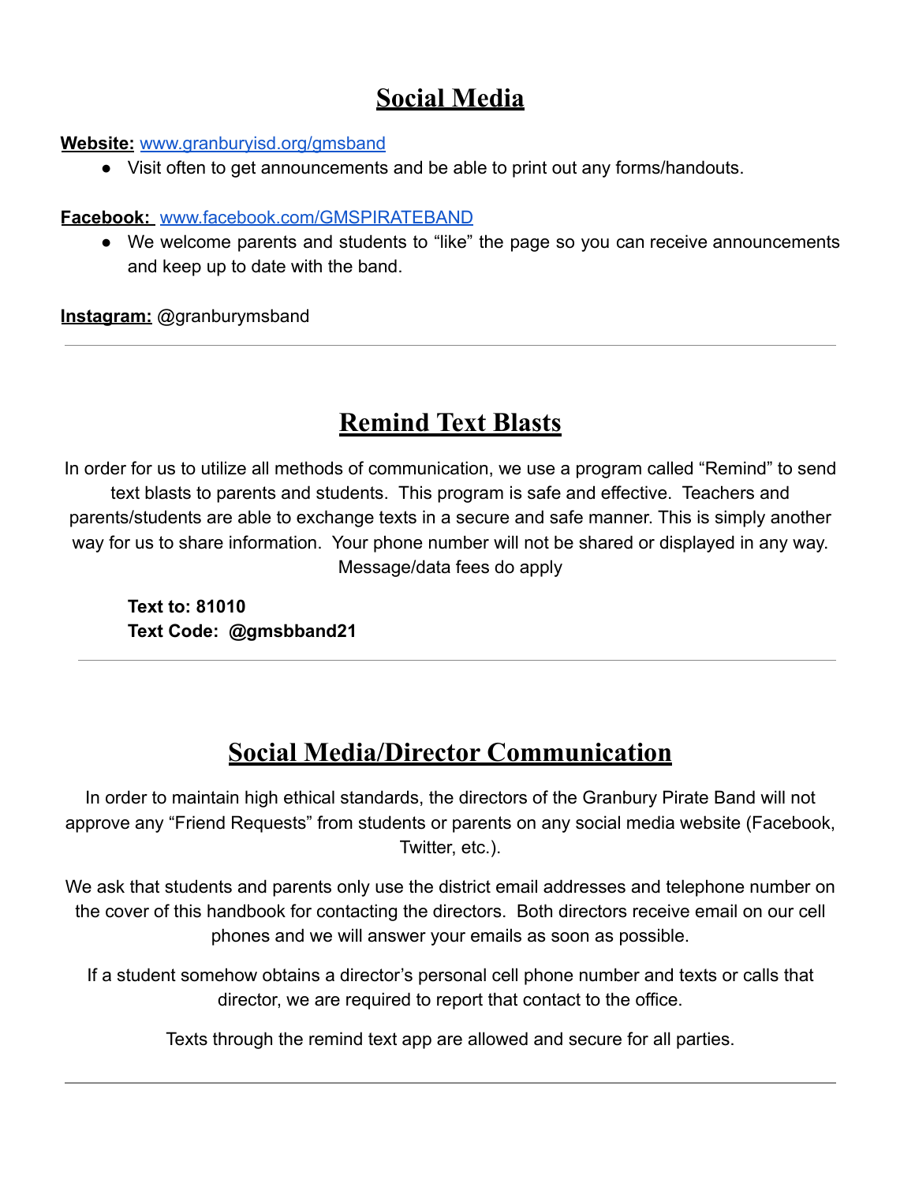## Social Media

**Website:** www.granburyisd.org/gmsband

- Visit often to get announcements and be able to print out any forms/handouts.

**Facebook:** www.facebook.com/GMSPIRATEBAND

- We welcome parents and students to "like" the page so you can receive announcements and keep up to date with the band.

**Instagram:** @granburymsband

---

## Remind Text Blasts

In order for us to utilize all methods of communication, we use a program called "Remind" to send text blasts to parents and students. This program is safe and effective. Teachers and parents/students are able to exchange texts in a secure and safe manner. This is simply another way for us to share information. Your phone number will not be shared or displayed in any way. Message/data fees do apply

**Text to: 81010**
**Text Code: @gmsbband21**

---

## Social Media/Director Communication

In order to maintain high ethical standards, the directors of the Granbury Pirate Band will not approve any "Friend Requests" from students or parents on any social media website (Facebook, Twitter, etc.).

We ask that students and parents only use the district email addresses and telephone number on the cover of this handbook for contacting the directors. Both directors receive email on our cell phones and we will answer your emails as soon as possible.

If a student somehow obtains a director's personal cell phone number and texts or calls that director, we are required to report that contact to the office.

Texts through the remind text app are allowed and secure for all parties.

---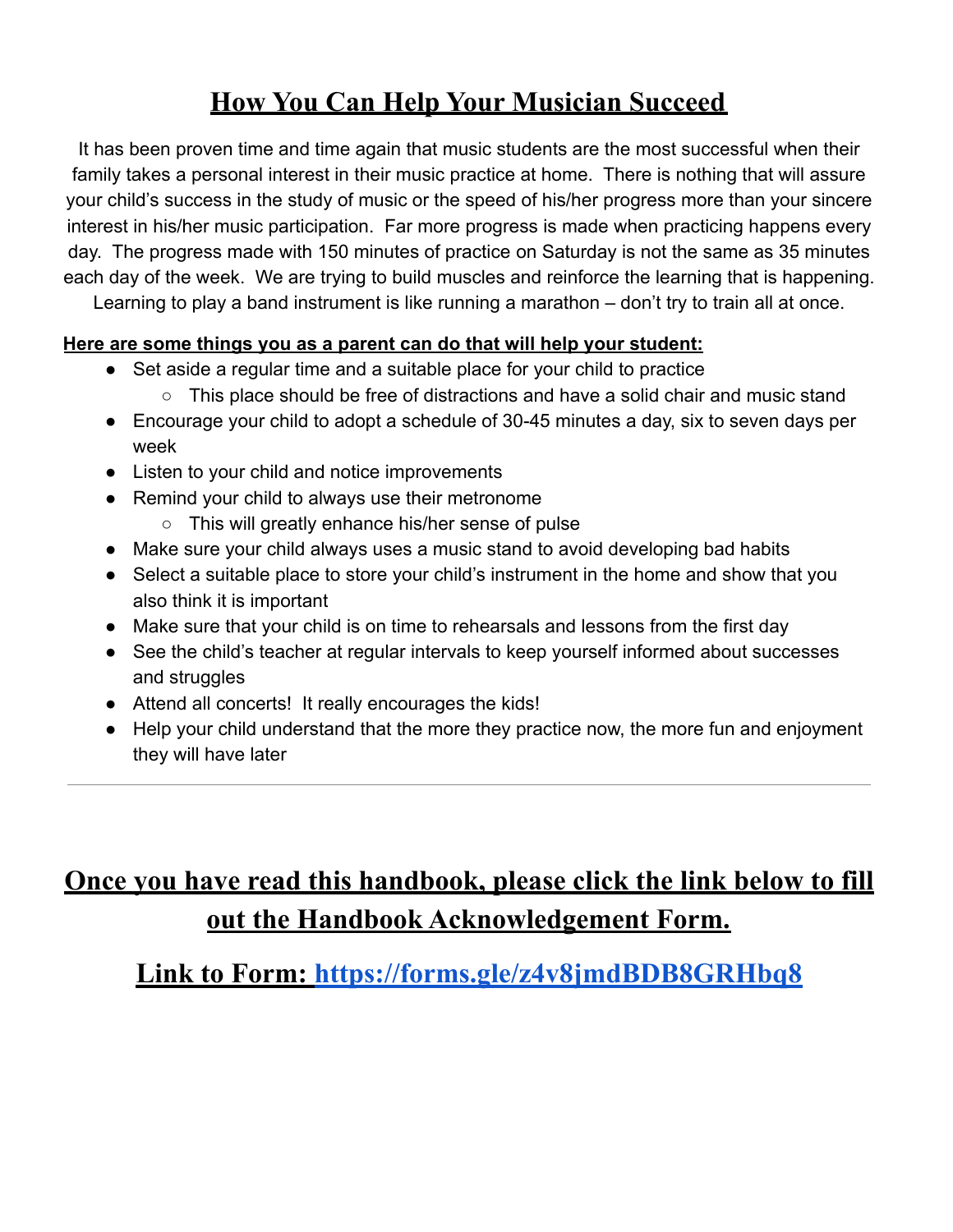## How You Can Help Your Musician Succeed

It has been proven time and time again that music students are the most successful when their family takes a personal interest in their music practice at home. There is nothing that will assure your child's success in the study of music or the speed of his/her progress more than your sincere interest in his/her music participation. Far more progress is made when practicing happens every day. The progress made with 150 minutes of practice on Saturday is not the same as 35 minutes each day of the week. We are trying to build muscles and reinforce the learning that is happening. Learning to play a band instrument is like running a marathon – don't try to train all at once.

**Here are some things you as a parent can do that will help your student:**

- Set aside a regular time and a suitable place for your child to practice
  - This place should be free of distractions and have a solid chair and music stand
- Encourage your child to adopt a schedule of 30-45 minutes a day, six to seven days per week
- Listen to your child and notice improvements
- Remind your child to always use their metronome
  - This will greatly enhance his/her sense of pulse
- Make sure your child always uses a music stand to avoid developing bad habits
- Select a suitable place to store your child's instrument in the home and show that you also think it is important
- Make sure that your child is on time to rehearsals and lessons from the first day
- See the child's teacher at regular intervals to keep yourself informed about successes and struggles
- Attend all concerts! It really encourages the kids!
- Help your child understand that the more they practice now, the more fun and enjoyment they will have later

---

## Once you have read this handbook, please click the link below to fill out the Handbook Acknowledgement Form.

## Link to Form: https://forms.gle/z4v8jmdBDB8GRHbq8